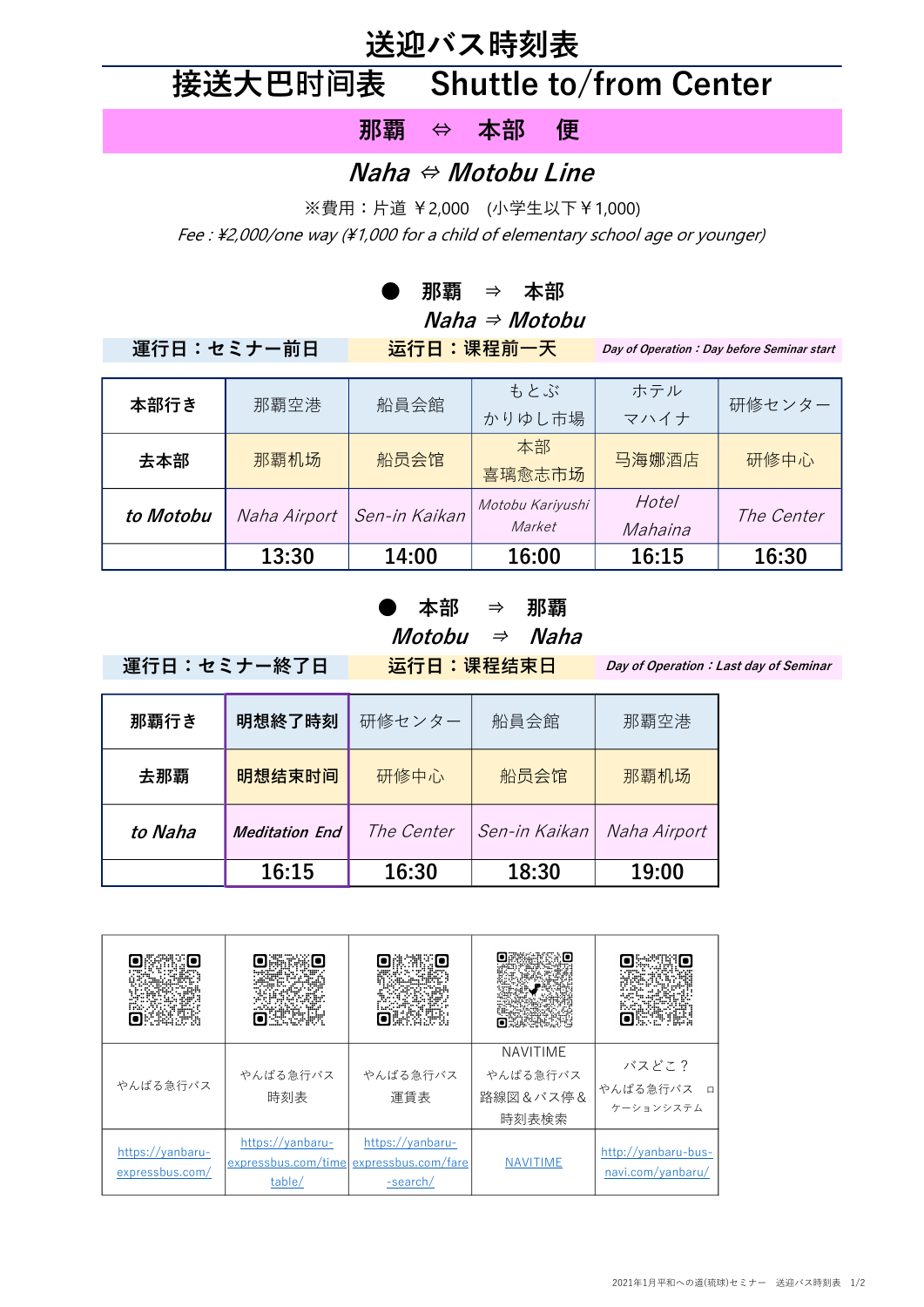# 送迎バス時刻表

# 接送大巴时间表　Shuttle to/from Center

## 那覇　⇔　本部　便

## *Naha ⇔ Motobu Line*

※費用：片道 ￥2,000　(小学生以下￥1,000)

*Fee : ¥2,000/one way (¥1,000 for a child of elementary school age or younger)*

### ●　那覇　⇒　本部
### *Naha ⇒ Motobu*

**運行日：セミナー前日**　**运行日：课程前一天**　***Day of Operation：Day before Seminar start***

| 本部行き | 那覇空港 | 船員会館 | もとぶ かりゆし市場 | ホテル マハイナ | 研修センター |
|---|---|---|---|---|---|
| **去本部** | 那霸机场 | 船员会馆 | 本部 喜璃愈志市场 | 马海娜酒店 | 研修中心 |
| ***to Motobu*** | *Naha Airport* | *Sen-in Kaikan* | *Motobu Kariyushi Market* | *Hotel Mahaina* | *The Center* |
| | **13:30** | **14:00** | **16:00** | **16:15** | **16:30** |

### ●　本部　⇒　那覇
### *Motobu ⇒ Naha*

**運行日：セミナー終了日**　**运行日：课程结束日**　***Day of Operation：Last day of Seminar***

| 那覇行き | 明想終了時刻 | 研修センター | 船員会館 | 那覇空港 |
|---|---|---|---|---|
| **去那覇** | **明想结束时间** | 研修中心 | 船员会馆 | 那霸机场 |
| ***to Naha*** | ***Meditation End*** | *The Center* | *Sen-in Kaikan* | *Naha Airport* |
| | **16:15** | **16:30** | **18:30** | **19:00** |

| やんばる急行バス | やんばる急行バス 時刻表 | やんばる急行バス 運賃表 | NAVITIME やんばる急行バス 路線図＆バス停＆ 時刻表検索 | バスどこ？ やんばる急行バス ロケーションシステム |
|---|---|---|---|---|
| https://yanbaru-expressbus.com/ | https://yanbaru-expressbus.com/timetable/ | https://yanbaru-expressbus.com/fare-search/ | NAVITIME | http://yanbaru-bus-navi.com/yanbaru/ |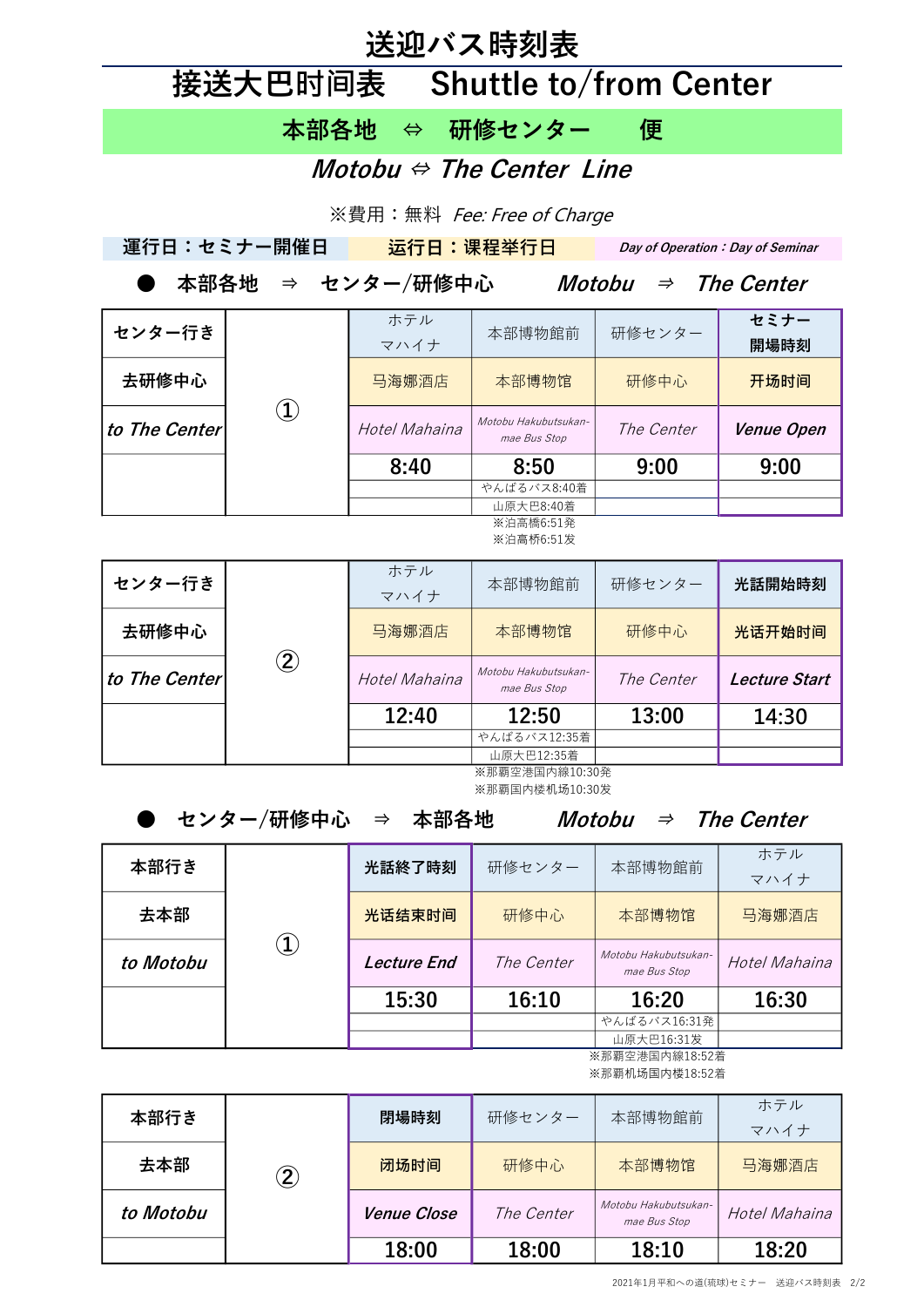# 送迎バス時刻表

# 接送大巴时间表　Shuttle to/from Center

## 本部各地　⇔　研修センター　便

## *Motobu ⇔ The Center Line*

※費用：無料　*Fee: Free of Charge*

運行日：セミナー開催日　运行日：课程举行日　*Day of Operation：Day of Seminar*

### ●　本部各地　⇒　センター/研修中心　*Motobu　⇒　The Center*

| | | | | | |
|---|---|---|---|---|---|
| センター行き | ① | ホテル マハイナ | 本部博物館前 | 研修センター | **セミナー開場時刻** |
| 去研修中心 | | 马海娜酒店 | 本部博物馆 | 研修中心 | **开场时间** |
| *to The Center* | | *Hotel Mahaina* | *Motobu Hakubutsukan-mae Bus Stop* | *The Center* | ***Venue Open*** |
| | | 8:40 | 8:50 | 9:00 | 9:00 |
| | | | やんばるバス8:40着 | | |
| | | | 山原大巴8:40着 | | |

※泊高橋6:51発
※泊高桥6:51发

| | | | | | |
|---|---|---|---|---|---|
| センター行き | ② | ホテル マハイナ | 本部博物館前 | 研修センター | **光話開始時刻** |
| 去研修中心 | | 马海娜酒店 | 本部博物馆 | 研修中心 | **光话开始时间** |
| *to The Center* | | *Hotel Mahaina* | *Motobu Hakubutsukan-mae Bus Stop* | *The Center* | ***Lecture Start*** |
| | | 12:40 | 12:50 | 13:00 | 14:30 |
| | | | やんばるバス12:35着 | | |
| | | | 山原大巴12:35着 | | |

※那覇空港国内線10:30発
※那覇国内楼机场10:30发

### ●　センター/研修中心　⇒　本部各地　*Motobu　⇒　The Center*

| | | | | | |
|---|---|---|---|---|---|
| 本部行き | ① | **光話終了時刻** | 研修センター | 本部博物館前 | ホテル マハイナ |
| 去本部 | | **光话结束时间** | 研修中心 | 本部博物馆 | 马海娜酒店 |
| *to Motobu* | | ***Lecture End*** | *The Center* | *Motobu Hakubutsukan-mae Bus Stop* | *Hotel Mahaina* |
| | | 15:30 | 16:10 | 16:20 | 16:30 |
| | | | | やんばるバス16:31発 | |
| | | | | 山原大巴16:31发 | |

※那覇空港国内線18:52着
※那覇机场国内楼18:52着

| | | | | | |
|---|---|---|---|---|---|
| 本部行き | ② | **閉場時刻** | 研修センター | 本部博物館前 | ホテル マハイナ |
| 去本部 | | **闭场时间** | 研修中心 | 本部博物馆 | 马海娜酒店 |
| *to Motobu* | | ***Venue Close*** | *The Center* | *Motobu Hakubutsukan-mae Bus Stop* | *Hotel Mahaina* |
| | | 18:00 | 18:00 | 18:10 | 18:20 |